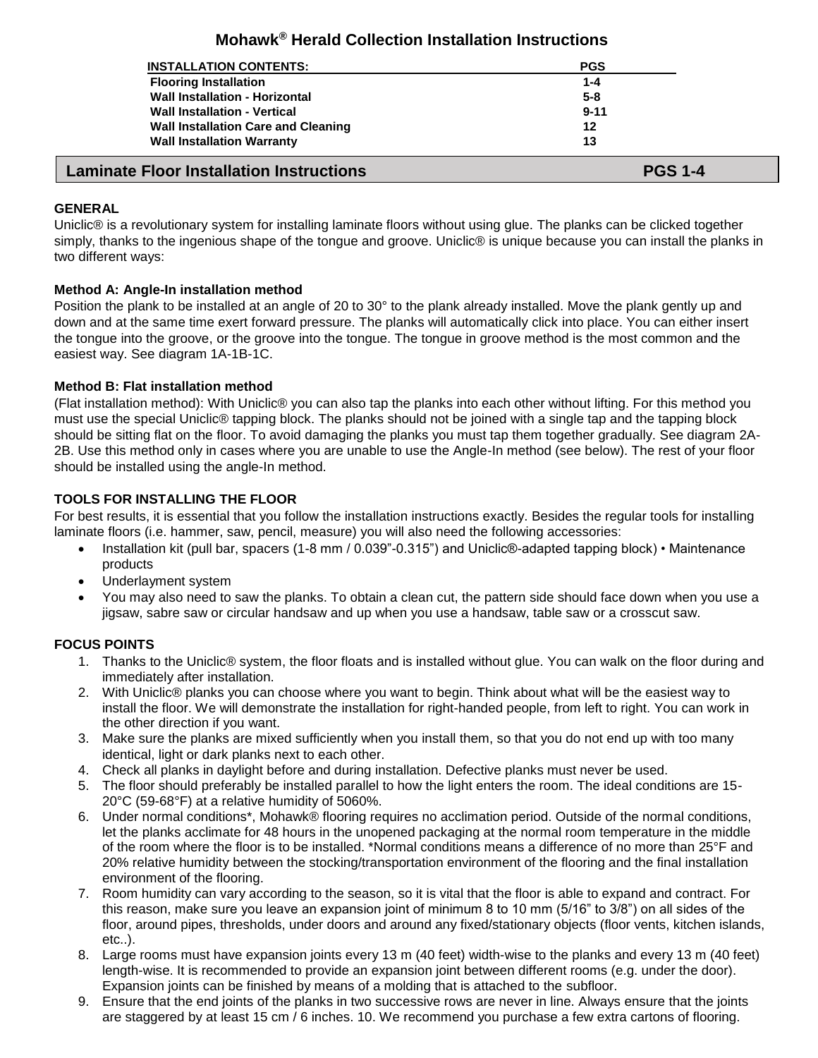# Mohawk® Herald Collection Installation Instructions

| INSTALLATION CONTENTS: | PGS |
|---|---|
| Flooring Installation | 1-4 |
| Wall Installation - Horizontal | 5-8 |
| Wall Installation - Vertical | 9-11 |
| Wall Installation Care and Cleaning | 12 |
| Wall Installation Warranty | 13 |

## Laminate Floor Installation Instructions PGS 1-4

**GENERAL**

Uniclic® is a revolutionary system for installing laminate floors without using glue. The planks can be clicked together simply, thanks to the ingenious shape of the tongue and groove. Uniclic® is unique because you can install the planks in two different ways:

**Method A: Angle-In installation method**

Position the plank to be installed at an angle of 20 to 30° to the plank already installed. Move the plank gently up and down and at the same time exert forward pressure. The planks will automatically click into place. You can either insert the tongue into the groove, or the groove into the tongue. The tongue in groove method is the most common and the easiest way. See diagram 1A-1B-1C.

**Method B: Flat installation method**

(Flat installation method): With Uniclic® you can also tap the planks into each other without lifting. For this method you must use the special Uniclic® tapping block. The planks should not be joined with a single tap and the tapping block should be sitting flat on the floor. To avoid damaging the planks you must tap them together gradually. See diagram 2A-2B. Use this method only in cases where you are unable to use the Angle-In method (see below). The rest of your floor should be installed using the angle-In method.

**TOOLS FOR INSTALLING THE FLOOR**

For best results, it is essential that you follow the installation instructions exactly. Besides the regular tools for installing laminate floors (i.e. hammer, saw, pencil, measure) you will also need the following accessories:

- Installation kit (pull bar, spacers (1-8 mm / 0.039"-0.315") and Uniclic®-adapted tapping block) • Maintenance products
- Underlayment system
- You may also need to saw the planks. To obtain a clean cut, the pattern side should face down when you use a jigsaw, sabre saw or circular handsaw and up when you use a handsaw, table saw or a crosscut saw.

**FOCUS POINTS**

1. Thanks to the Uniclic® system, the floor floats and is installed without glue. You can walk on the floor during and immediately after installation.
2. With Uniclic® planks you can choose where you want to begin. Think about what will be the easiest way to install the floor. We will demonstrate the installation for right-handed people, from left to right. You can work in the other direction if you want.
3. Make sure the planks are mixed sufficiently when you install them, so that you do not end up with too many identical, light or dark planks next to each other.
4. Check all planks in daylight before and during installation. Defective planks must never be used.
5. The floor should preferably be installed parallel to how the light enters the room. The ideal conditions are 15-20°C (59-68°F) at a relative humidity of 5060%.
6. Under normal conditions*, Mohawk® flooring requires no acclimation period. Outside of the normal conditions, let the planks acclimate for 48 hours in the unopened packaging at the normal room temperature in the middle of the room where the floor is to be installed. *Normal conditions means a difference of no more than 25°F and 20% relative humidity between the stocking/transportation environment of the flooring and the final installation environment of the flooring.
7. Room humidity can vary according to the season, so it is vital that the floor is able to expand and contract. For this reason, make sure you leave an expansion joint of minimum 8 to 10 mm (5/16" to 3/8") on all sides of the floor, around pipes, thresholds, under doors and around any fixed/stationary objects (floor vents, kitchen islands, etc..).
8. Large rooms must have expansion joints every 13 m (40 feet) width-wise to the planks and every 13 m (40 feet) length-wise. It is recommended to provide an expansion joint between different rooms (e.g. under the door). Expansion joints can be finished by means of a molding that is attached to the subfloor.
9. Ensure that the end joints of the planks in two successive rows are never in line. Always ensure that the joints are staggered by at least 15 cm / 6 inches. 10. We recommend you purchase a few extra cartons of flooring.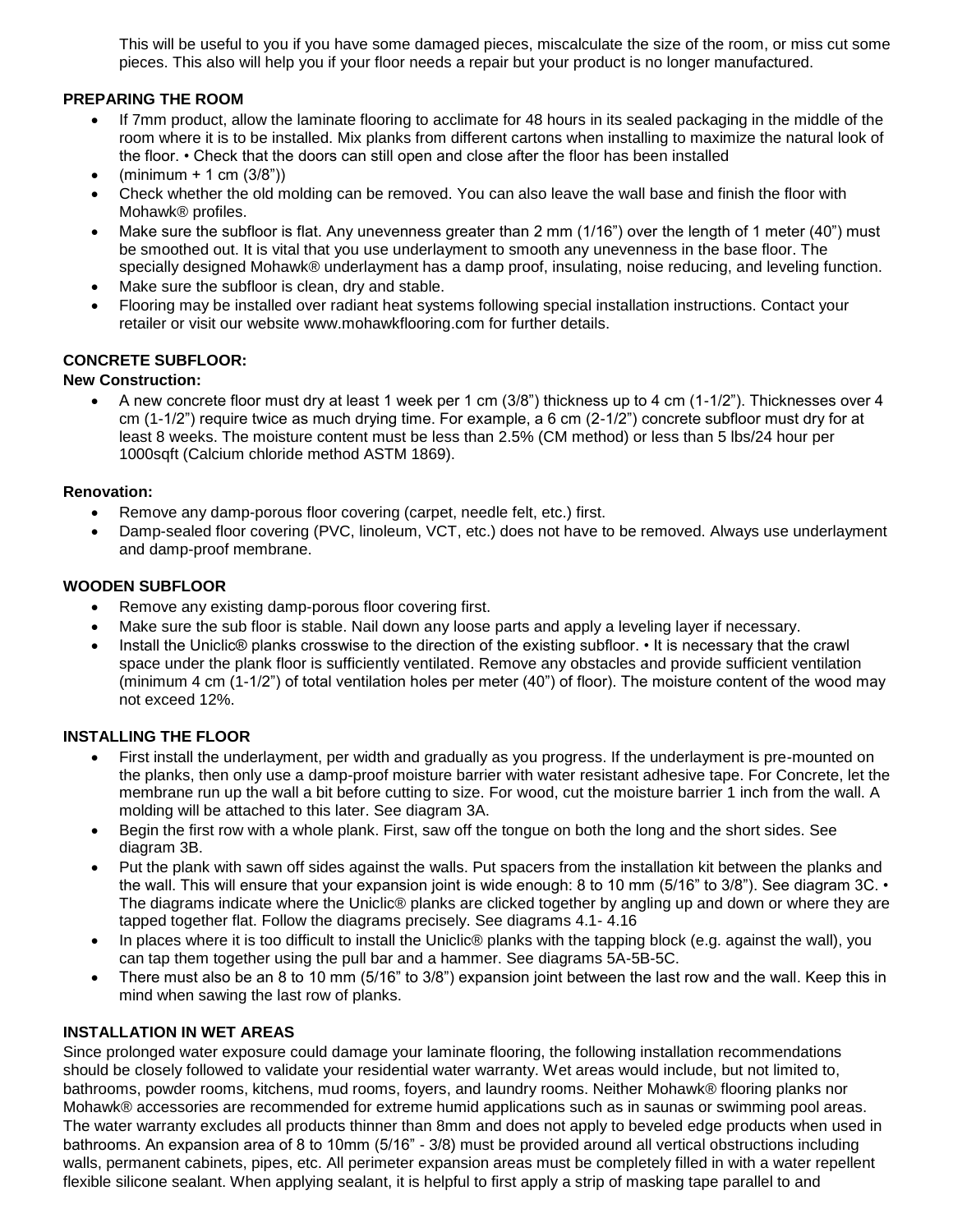This will be useful to you if you have some damaged pieces, miscalculate the size of the room, or miss cut some pieces. This also will help you if your floor needs a repair but your product is no longer manufactured.

**PREPARING THE ROOM**

- If 7mm product, allow the laminate flooring to acclimate for 48 hours in its sealed packaging in the middle of the room where it is to be installed. Mix planks from different cartons when installing to maximize the natural look of the floor. • Check that the doors can still open and close after the floor has been installed
- (minimum + 1 cm (3/8"))
- Check whether the old molding can be removed. You can also leave the wall base and finish the floor with Mohawk® profiles.
- Make sure the subfloor is flat. Any unevenness greater than 2 mm (1/16") over the length of 1 meter (40") must be smoothed out. It is vital that you use underlayment to smooth any unevenness in the base floor. The specially designed Mohawk® underlayment has a damp proof, insulating, noise reducing, and leveling function.
- Make sure the subfloor is clean, dry and stable.
- Flooring may be installed over radiant heat systems following special installation instructions. Contact your retailer or visit our website www.mohawkflooring.com for further details.

**CONCRETE SUBFLOOR:**

**New Construction:**

- A new concrete floor must dry at least 1 week per 1 cm (3/8") thickness up to 4 cm (1-1/2"). Thicknesses over 4 cm (1-1/2") require twice as much drying time. For example, a 6 cm (2-1/2") concrete subfloor must dry for at least 8 weeks. The moisture content must be less than 2.5% (CM method) or less than 5 lbs/24 hour per 1000sqft (Calcium chloride method ASTM 1869).

**Renovation:**

- Remove any damp-porous floor covering (carpet, needle felt, etc.) first.
- Damp-sealed floor covering (PVC, linoleum, VCT, etc.) does not have to be removed. Always use underlayment and damp-proof membrane.

**WOODEN SUBFLOOR**

- Remove any existing damp-porous floor covering first.
- Make sure the sub floor is stable. Nail down any loose parts and apply a leveling layer if necessary.
- Install the Uniclic® planks crosswise to the direction of the existing subfloor. • It is necessary that the crawl space under the plank floor is sufficiently ventilated. Remove any obstacles and provide sufficient ventilation (minimum 4 cm (1-1/2") of total ventilation holes per meter (40") of floor). The moisture content of the wood may not exceed 12%.

**INSTALLING THE FLOOR**

- First install the underlayment, per width and gradually as you progress. If the underlayment is pre-mounted on the planks, then only use a damp-proof moisture barrier with water resistant adhesive tape. For Concrete, let the membrane run up the wall a bit before cutting to size. For wood, cut the moisture barrier 1 inch from the wall. A molding will be attached to this later. See diagram 3A.
- Begin the first row with a whole plank. First, saw off the tongue on both the long and the short sides. See diagram 3B.
- Put the plank with sawn off sides against the walls. Put spacers from the installation kit between the planks and the wall. This will ensure that your expansion joint is wide enough: 8 to 10 mm (5/16" to 3/8"). See diagram 3C. • The diagrams indicate where the Uniclic® planks are clicked together by angling up and down or where they are tapped together flat. Follow the diagrams precisely. See diagrams 4.1- 4.16
- In places where it is too difficult to install the Uniclic® planks with the tapping block (e.g. against the wall), you can tap them together using the pull bar and a hammer. See diagrams 5A-5B-5C.
- There must also be an 8 to 10 mm (5/16" to 3/8") expansion joint between the last row and the wall. Keep this in mind when sawing the last row of planks.

**INSTALLATION IN WET AREAS**

Since prolonged water exposure could damage your laminate flooring, the following installation recommendations should be closely followed to validate your residential water warranty. Wet areas would include, but not limited to, bathrooms, powder rooms, kitchens, mud rooms, foyers, and laundry rooms. Neither Mohawk® flooring planks nor Mohawk® accessories are recommended for extreme humid applications such as in saunas or swimming pool areas. The water warranty excludes all products thinner than 8mm and does not apply to beveled edge products when used in bathrooms. An expansion area of 8 to 10mm (5/16" - 3/8) must be provided around all vertical obstructions including walls, permanent cabinets, pipes, etc. All perimeter expansion areas must be completely filled in with a water repellent flexible silicone sealant. When applying sealant, it is helpful to first apply a strip of masking tape parallel to and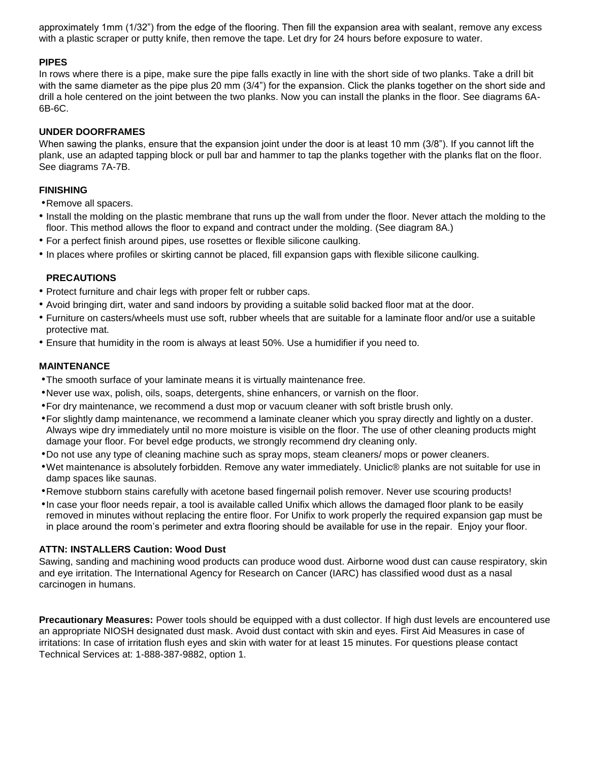approximately 1mm (1/32") from the edge of the flooring. Then fill the expansion area with sealant, remove any excess with a plastic scraper or putty knife, then remove the tape. Let dry for 24 hours before exposure to water.

**PIPES**

In rows where there is a pipe, make sure the pipe falls exactly in line with the short side of two planks. Take a drill bit with the same diameter as the pipe plus 20 mm (3/4") for the expansion. Click the planks together on the short side and drill a hole centered on the joint between the two planks. Now you can install the planks in the floor. See diagrams 6A-6B-6C.

**UNDER DOORFRAMES**

When sawing the planks, ensure that the expansion joint under the door is at least 10 mm (3/8"). If you cannot lift the plank, use an adapted tapping block or pull bar and hammer to tap the planks together with the planks flat on the floor. See diagrams 7A-7B.

**FINISHING**

- Remove all spacers.
- Install the molding on the plastic membrane that runs up the wall from under the floor. Never attach the molding to the floor. This method allows the floor to expand and contract under the molding. (See diagram 8A.)
- For a perfect finish around pipes, use rosettes or flexible silicone caulking.
- In places where profiles or skirting cannot be placed, fill expansion gaps with flexible silicone caulking.

**PRECAUTIONS**

- Protect furniture and chair legs with proper felt or rubber caps.
- Avoid bringing dirt, water and sand indoors by providing a suitable solid backed floor mat at the door.
- Furniture on casters/wheels must use soft, rubber wheels that are suitable for a laminate floor and/or use a suitable protective mat.
- Ensure that humidity in the room is always at least 50%. Use a humidifier if you need to.

**MAINTENANCE**

- The smooth surface of your laminate means it is virtually maintenance free.
- Never use wax, polish, oils, soaps, detergents, shine enhancers, or varnish on the floor.
- For dry maintenance, we recommend a dust mop or vacuum cleaner with soft bristle brush only.
- For slightly damp maintenance, we recommend a laminate cleaner which you spray directly and lightly on a duster. Always wipe dry immediately until no more moisture is visible on the floor. The use of other cleaning products might damage your floor. For bevel edge products, we strongly recommend dry cleaning only.
- Do not use any type of cleaning machine such as spray mops, steam cleaners/ mops or power cleaners.
- Wet maintenance is absolutely forbidden. Remove any water immediately. Uniclic® planks are not suitable for use in damp spaces like saunas.
- Remove stubborn stains carefully with acetone based fingernail polish remover. Never use scouring products!
- In case your floor needs repair, a tool is available called Unifix which allows the damaged floor plank to be easily removed in minutes without replacing the entire floor. For Unifix to work properly the required expansion gap must be in place around the room's perimeter and extra flooring should be available for use in the repair. Enjoy your floor.

**ATTN: INSTALLERS Caution: Wood Dust**

Sawing, sanding and machining wood products can produce wood dust. Airborne wood dust can cause respiratory, skin and eye irritation. The International Agency for Research on Cancer (IARC) has classified wood dust as a nasal carcinogen in humans.

**Precautionary Measures:** Power tools should be equipped with a dust collector. If high dust levels are encountered use an appropriate NIOSH designated dust mask. Avoid dust contact with skin and eyes. First Aid Measures in case of irritations: In case of irritation flush eyes and skin with water for at least 15 minutes. For questions please contact Technical Services at: 1-888-387-9882, option 1.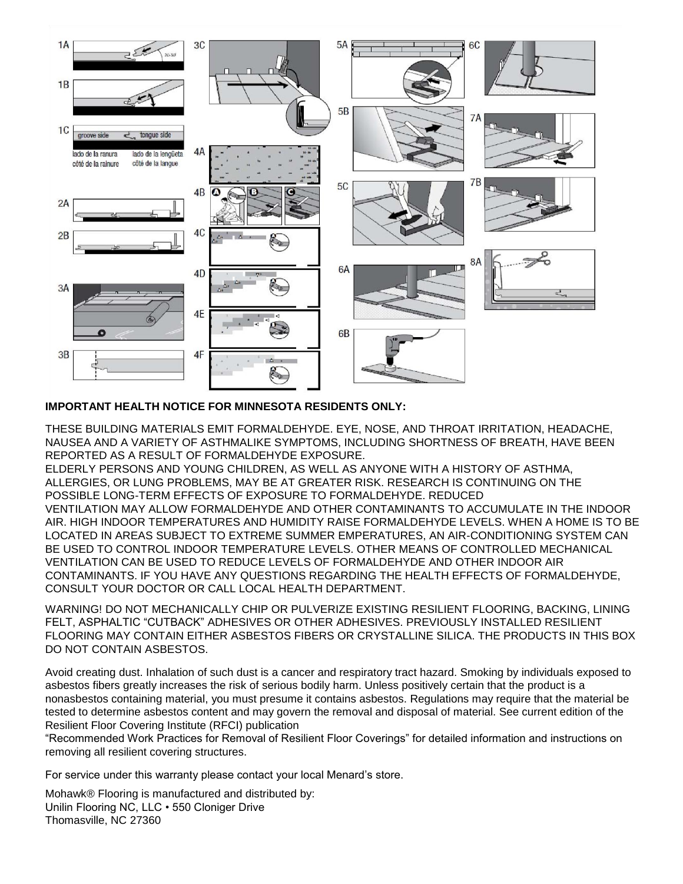**IMPORTANT HEALTH NOTICE FOR MINNESOTA RESIDENTS ONLY:**

THESE BUILDING MATERIALS EMIT FORMALDEHYDE. EYE, NOSE, AND THROAT IRRITATION, HEADACHE, NAUSEA AND A VARIETY OF ASTHMALIKE SYMPTOMS, INCLUDING SHORTNESS OF BREATH, HAVE BEEN REPORTED AS A RESULT OF FORMALDEHYDE EXPOSURE.
ELDERLY PERSONS AND YOUNG CHILDREN, AS WELL AS ANYONE WITH A HISTORY OF ASTHMA, ALLERGIES, OR LUNG PROBLEMS, MAY BE AT GREATER RISK. RESEARCH IS CONTINUING ON THE POSSIBLE LONG-TERM EFFECTS OF EXPOSURE TO FORMALDEHYDE. REDUCED VENTILATION MAY ALLOW FORMALDEHYDE AND OTHER CONTAMINANTS TO ACCUMULATE IN THE INDOOR AIR. HIGH INDOOR TEMPERATURES AND HUMIDITY RAISE FORMALDEHYDE LEVELS. WHEN A HOME IS TO BE LOCATED IN AREAS SUBJECT TO EXTREME SUMMER EMPERATURES, AN AIR-CONDITIONING SYSTEM CAN BE USED TO CONTROL INDOOR TEMPERATURE LEVELS. OTHER MEANS OF CONTROLLED MECHANICAL VENTILATION CAN BE USED TO REDUCE LEVELS OF FORMALDEHYDE AND OTHER INDOOR AIR CONTAMINANTS. IF YOU HAVE ANY QUESTIONS REGARDING THE HEALTH EFFECTS OF FORMALDEHYDE, CONSULT YOUR DOCTOR OR CALL LOCAL HEALTH DEPARTMENT.

WARNING! DO NOT MECHANICALLY CHIP OR PULVERIZE EXISTING RESILIENT FLOORING, BACKING, LINING FELT, ASPHALTIC "CUTBACK" ADHESIVES OR OTHER ADHESIVES. PREVIOUSLY INSTALLED RESILIENT FLOORING MAY CONTAIN EITHER ASBESTOS FIBERS OR CRYSTALLINE SILICA. THE PRODUCTS IN THIS BOX DO NOT CONTAIN ASBESTOS.

Avoid creating dust. Inhalation of such dust is a cancer and respiratory tract hazard. Smoking by individuals exposed to asbestos fibers greatly increases the risk of serious bodily harm. Unless positively certain that the product is a nonasbestos containing material, you must presume it contains asbestos. Regulations may require that the material be tested to determine asbestos content and may govern the removal and disposal of material. See current edition of the Resilient Floor Covering Institute (RFCI) publication
"Recommended Work Practices for Removal of Resilient Floor Coverings" for detailed information and instructions on removing all resilient covering structures.

For service under this warranty please contact your local Menard's store.

Mohawk® Flooring is manufactured and distributed by:
Unilin Flooring NC, LLC • 550 Cloniger Drive
Thomasville, NC 27360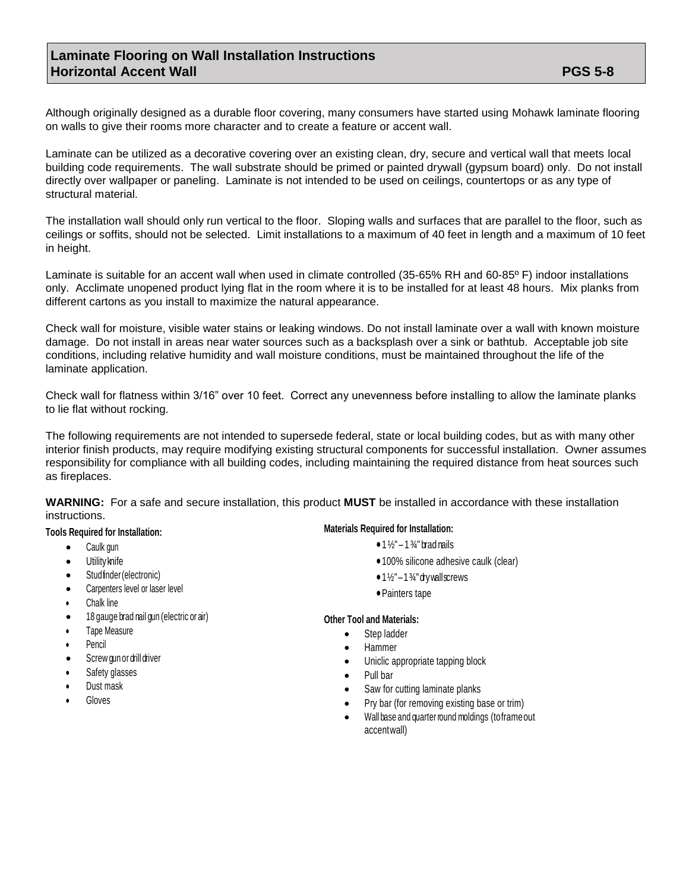## Laminate Flooring on Wall Installation Instructions
## Horizontal Accent Wall PGS 5-8

Although originally designed as a durable floor covering, many consumers have started using Mohawk laminate flooring on walls to give their rooms more character and to create a feature or accent wall.

Laminate can be utilized as a decorative covering over an existing clean, dry, secure and vertical wall that meets local building code requirements. The wall substrate should be primed or painted drywall (gypsum board) only. Do not install directly over wallpaper or paneling. Laminate is not intended to be used on ceilings, countertops or as any type of structural material.

The installation wall should only run vertical to the floor. Sloping walls and surfaces that are parallel to the floor, such as ceilings or soffits, should not be selected. Limit installations to a maximum of 40 feet in length and a maximum of 10 feet in height.

Laminate is suitable for an accent wall when used in climate controlled (35-65% RH and 60-85º F) indoor installations only. Acclimate unopened product lying flat in the room where it is to be installed for at least 48 hours. Mix planks from different cartons as you install to maximize the natural appearance.

Check wall for moisture, visible water stains or leaking windows. Do not install laminate over a wall with known moisture damage. Do not install in areas near water sources such as a backsplash over a sink or bathtub. Acceptable job site conditions, including relative humidity and wall moisture conditions, must be maintained throughout the life of the laminate application.

Check wall for flatness within 3/16" over 10 feet. Correct any unevenness before installing to allow the laminate planks to lie flat without rocking.

The following requirements are not intended to supersede federal, state or local building codes, but as with many other interior finish products, may require modifying existing structural components for successful installation. Owner assumes responsibility for compliance with all building codes, including maintaining the required distance from heat sources such as fireplaces.

**WARNING:** For a safe and secure installation, this product **MUST** be installed in accordance with these installation instructions.

**Tools Required for Installation:**

- Caulk gun
- Utility knife
- Stud finder (electronic)
- Carpenters level or laser level
- Chalk line
- 18 gauge brad nail gun (electric or air)
- Tape Measure
- Pencil
- Screw gun or drill driver
- Safety glasses
- Dust mask
- Gloves

**Materials Required for Installation:**

- 1 ½" – 1 ¾" brad nails
- 100% silicone adhesive caulk (clear)
- 1½" – 1 ¾" drywall screws
- Painters tape

**Other Tool and Materials:**

- Step ladder
- Hammer
- Uniclic appropriate tapping block
- Pull bar
- Saw for cutting laminate planks
- Pry bar (for removing existing base or trim)
- Wall base and quarter round moldings (to frame out accent wall)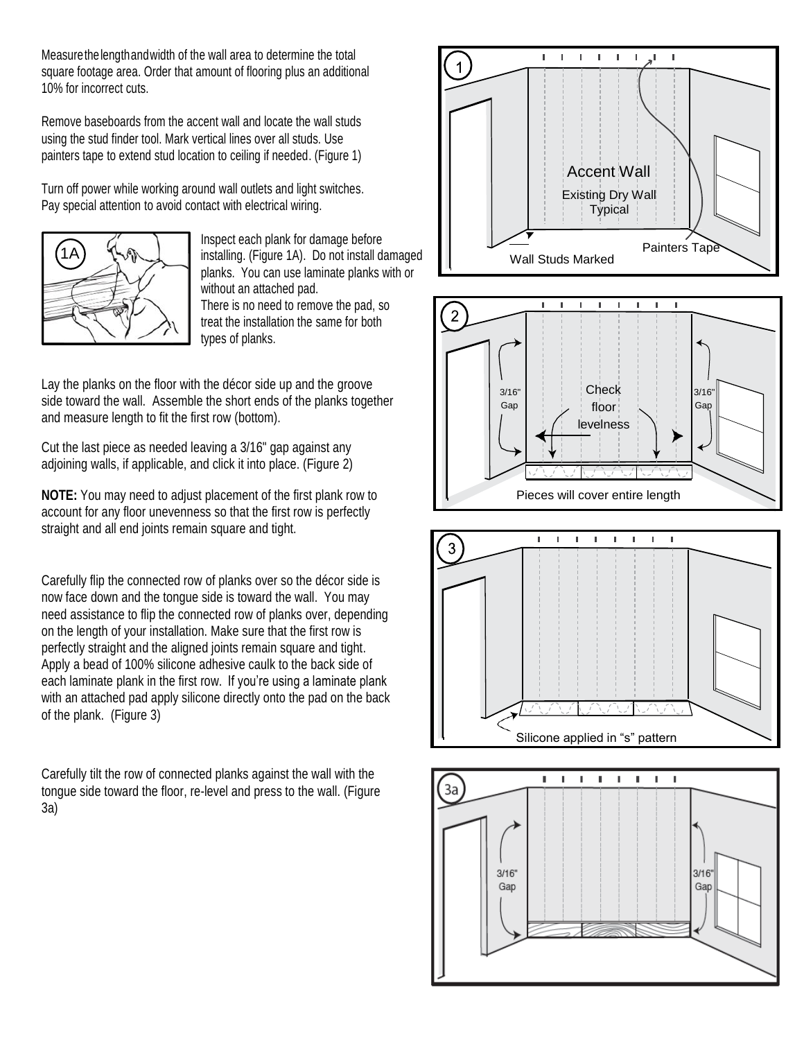Measure the length and width of the wall area to determine the total square footage area. Order that amount of flooring plus an additional 10% for incorrect cuts.

Remove baseboards from the accent wall and locate the wall studs using the stud finder tool. Mark vertical lines over all studs. Use painters tape to extend stud location to ceiling if needed. (Figure 1)

Turn off power while working around wall outlets and light switches. Pay special attention to avoid contact with electrical wiring.

Inspect each plank for damage before installing. (Figure 1A). Do not install damaged planks. You can use laminate planks with or without an attached pad. There is no need to remove the pad, so treat the installation the same for both types of planks.

Lay the planks on the floor with the décor side up and the groove side toward the wall. Assemble the short ends of the planks together and measure length to fit the first row (bottom).

Cut the last piece as needed leaving a 3/16" gap against any adjoining walls, if applicable, and click it into place. (Figure 2)

**NOTE:** You may need to adjust placement of the first plank row to account for any floor unevenness so that the first row is perfectly straight and all end joints remain square and tight.

Carefully flip the connected row of planks over so the décor side is now face down and the tongue side is toward the wall. You may need assistance to flip the connected row of planks over, depending on the length of your installation. Make sure that the first row is perfectly straight and the aligned joints remain square and tight. Apply a bead of 100% silicone adhesive caulk to the back side of each laminate plank in the first row. If you're using a laminate plank with an attached pad apply silicone directly onto the pad on the back of the plank. (Figure 3)

Carefully tilt the row of connected planks against the wall with the tongue side toward the floor, re-level and press to the wall. (Figure 3a)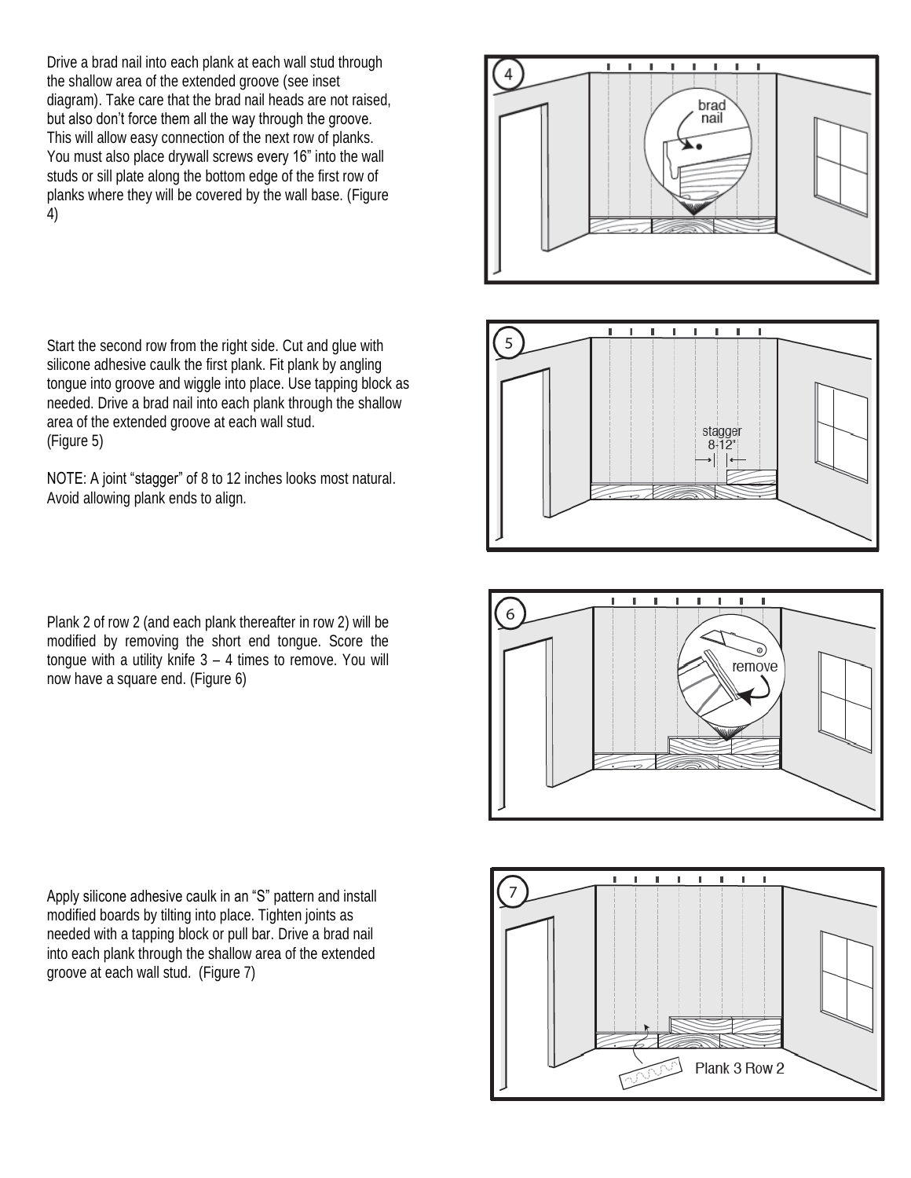Drive a brad nail into each plank at each wall stud through the shallow area of the extended groove (see inset diagram). Take care that the brad nail heads are not raised, but also don't force them all the way through the groove. This will allow easy connection of the next row of planks. You must also place drywall screws every 16" into the wall studs or sill plate along the bottom edge of the first row of planks where they will be covered by the wall base. (Figure 4)

Start the second row from the right side. Cut and glue with silicone adhesive caulk the first plank. Fit plank by angling tongue into groove and wiggle into place. Use tapping block as needed. Drive a brad nail into each plank through the shallow area of the extended groove at each wall stud. (Figure 5)

NOTE: A joint "stagger" of 8 to 12 inches looks most natural. Avoid allowing plank ends to align.

Plank 2 of row 2 (and each plank thereafter in row 2) will be modified by removing the short end tongue. Score the tongue with a utility knife 3 – 4 times to remove. You will now have a square end. (Figure 6)

Apply silicone adhesive caulk in an "S" pattern and install modified boards by tilting into place. Tighten joints as needed with a tapping block or pull bar. Drive a brad nail into each plank through the shallow area of the extended groove at each wall stud. (Figure 7)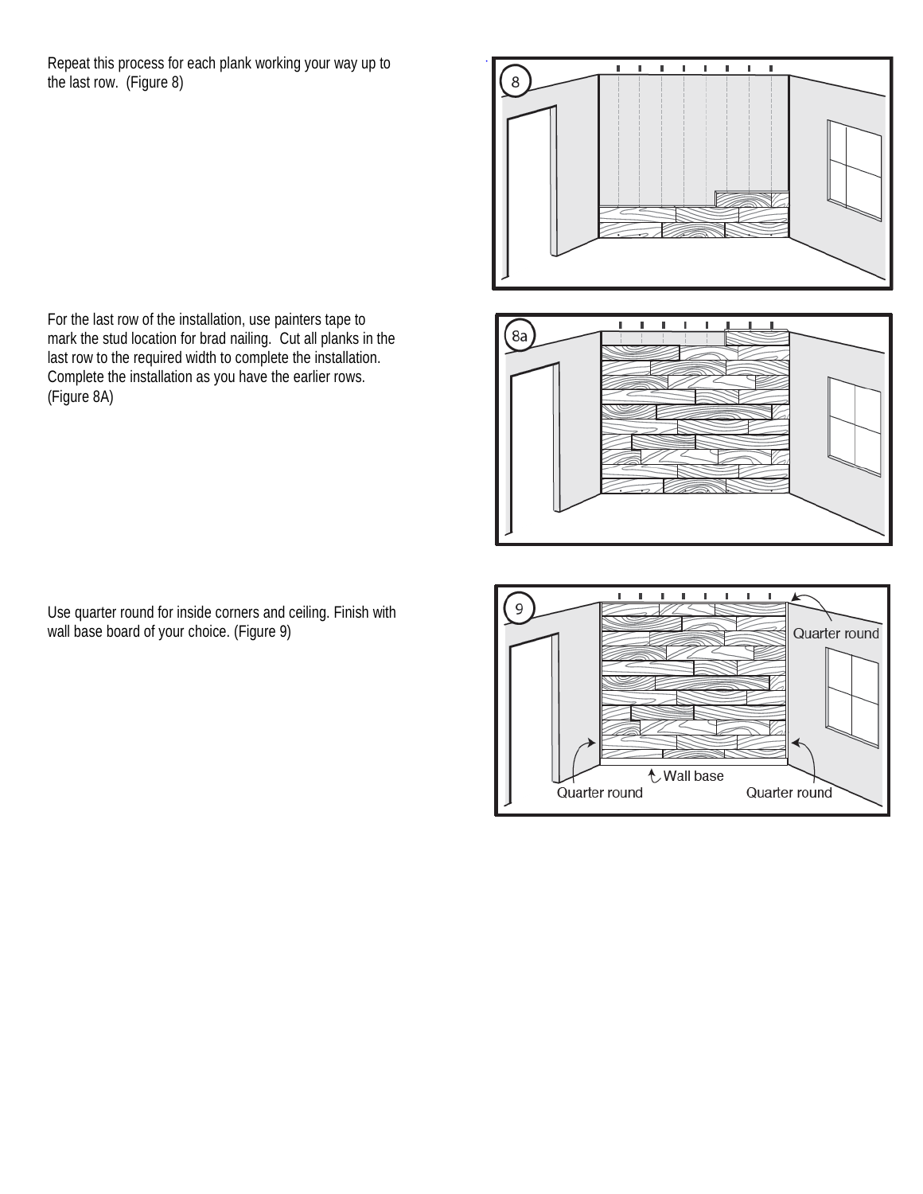Repeat this process for each plank working your way up to the last row. (Figure 8)

For the last row of the installation, use painters tape to mark the stud location for brad nailing. Cut all planks in the last row to the required width to complete the installation. Complete the installation as you have the earlier rows. (Figure 8A)

Use quarter round for inside corners and ceiling. Finish with wall base board of your choice. (Figure 9)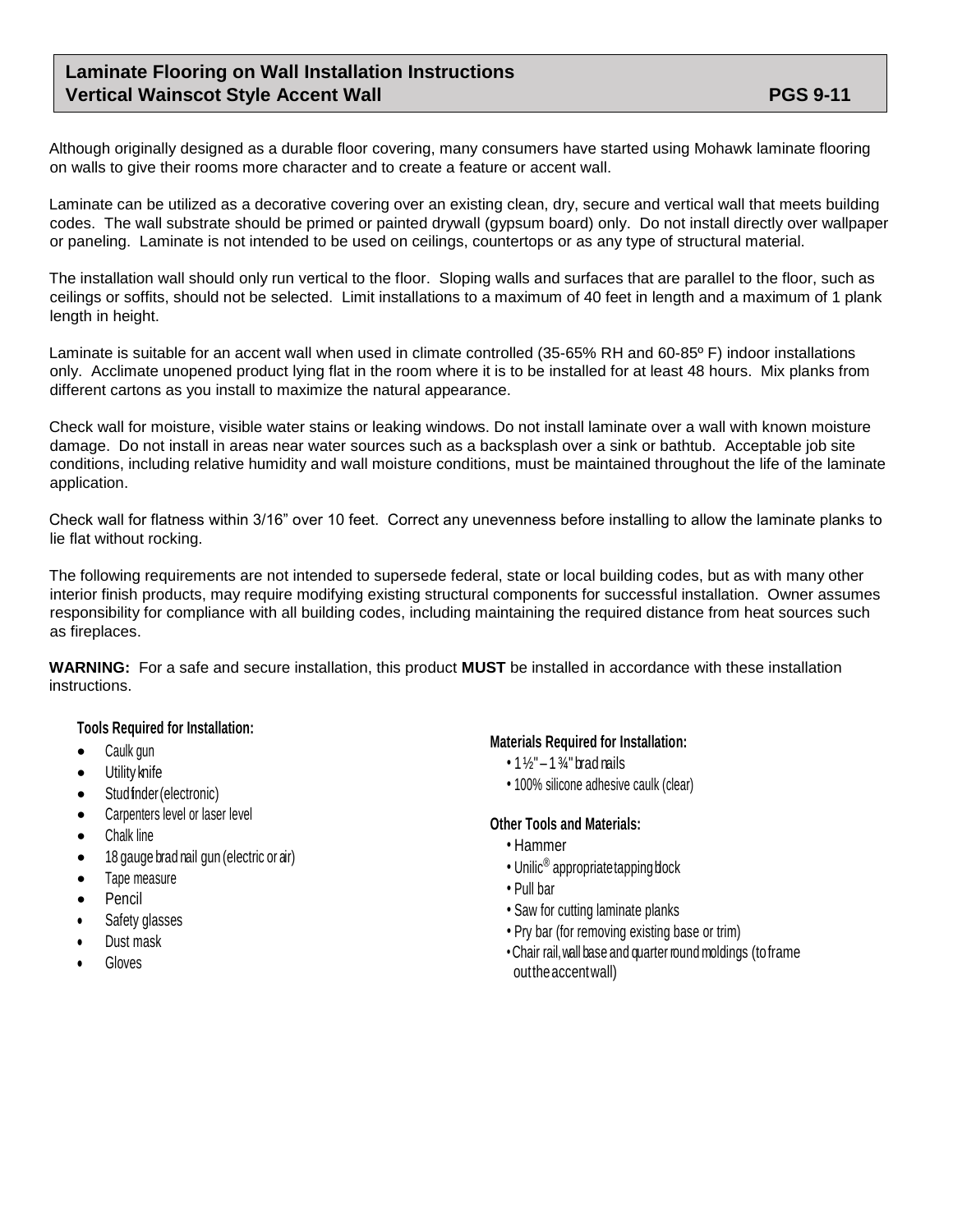## Laminate Flooring on Wall Installation Instructions
## Vertical Wainscot Style Accent Wall PGS 9-11

Although originally designed as a durable floor covering, many consumers have started using Mohawk laminate flooring on walls to give their rooms more character and to create a feature or accent wall.

Laminate can be utilized as a decorative covering over an existing clean, dry, secure and vertical wall that meets building codes. The wall substrate should be primed or painted drywall (gypsum board) only. Do not install directly over wallpaper or paneling. Laminate is not intended to be used on ceilings, countertops or as any type of structural material.

The installation wall should only run vertical to the floor. Sloping walls and surfaces that are parallel to the floor, such as ceilings or soffits, should not be selected. Limit installations to a maximum of 40 feet in length and a maximum of 1 plank length in height.

Laminate is suitable for an accent wall when used in climate controlled (35-65% RH and 60-85º F) indoor installations only. Acclimate unopened product lying flat in the room where it is to be installed for at least 48 hours. Mix planks from different cartons as you install to maximize the natural appearance.

Check wall for moisture, visible water stains or leaking windows. Do not install laminate over a wall with known moisture damage. Do not install in areas near water sources such as a backsplash over a sink or bathtub. Acceptable job site conditions, including relative humidity and wall moisture conditions, must be maintained throughout the life of the laminate application.

Check wall for flatness within 3/16" over 10 feet. Correct any unevenness before installing to allow the laminate planks to lie flat without rocking.

The following requirements are not intended to supersede federal, state or local building codes, but as with many other interior finish products, may require modifying existing structural components for successful installation. Owner assumes responsibility for compliance with all building codes, including maintaining the required distance from heat sources such as fireplaces.

**WARNING:** For a safe and secure installation, this product **MUST** be installed in accordance with these installation instructions.

**Tools Required for Installation:**

- Caulk gun
- Utility knife
- Stud finder (electronic)
- Carpenters level or laser level
- Chalk line
- 18 gauge brad nail gun (electric or air)
- Tape measure
- Pencil
- Safety glasses
- Dust mask
- Gloves

**Materials Required for Installation:**

- 1 ½" – 1 ¾" brad nails
- 100% silicone adhesive caulk (clear)

**Other Tools and Materials:**

- Hammer
- Unilic® appropriate tapping block
- Pull bar
- Saw for cutting laminate planks
- Pry bar (for removing existing base or trim)
- Chair rail, wall base and quarter round moldings (to frame out the accent wall)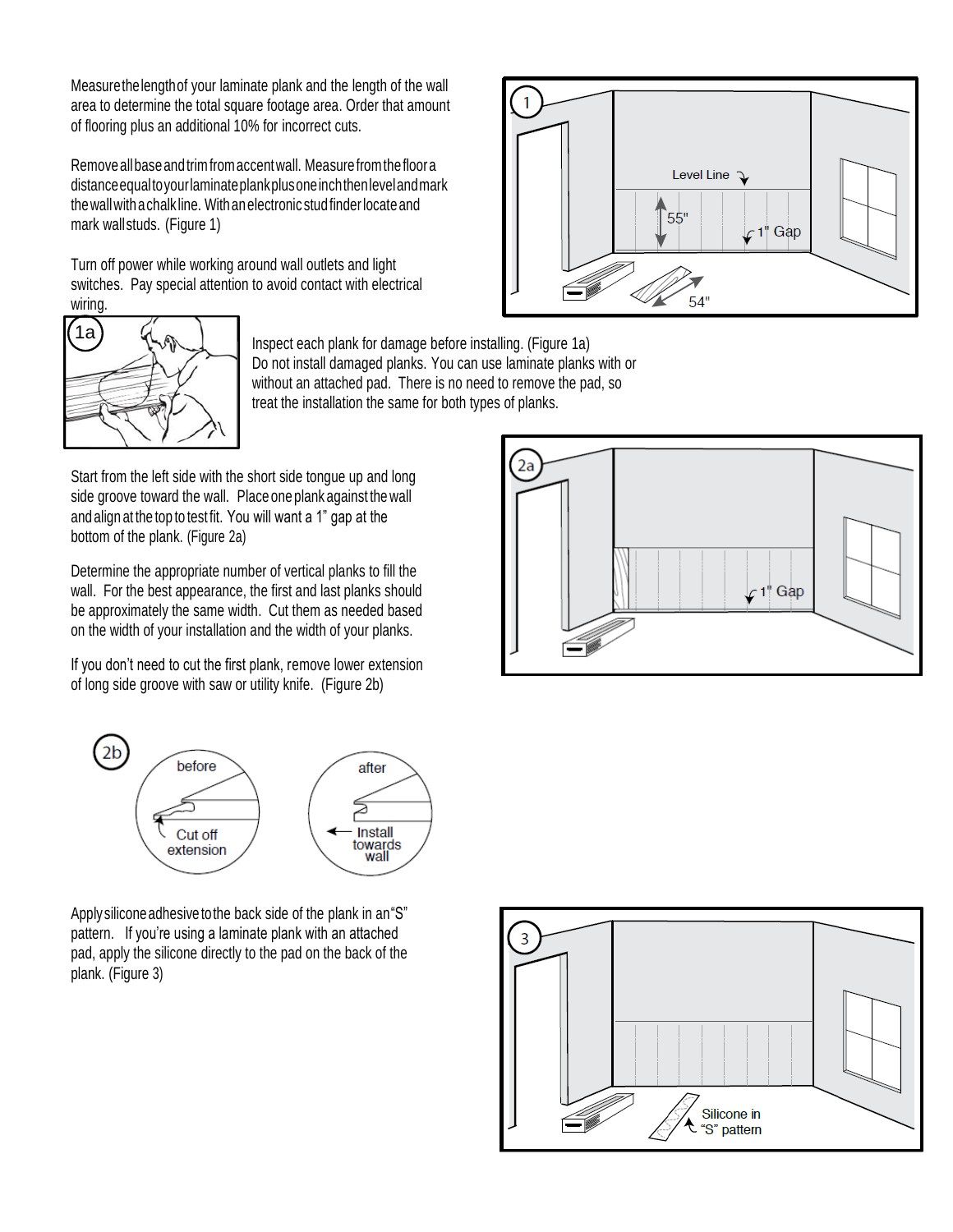Measure the length of your laminate plank and the length of the wall area to determine the total square footage area. Order that amount of flooring plus an additional 10% for incorrect cuts.

Remove all base and trim from accent wall. Measure from the floor a distance equal to your laminate plank plus one inch then level and mark the wall with a chalk line. With an electronic stud finder locate and mark wall studs. (Figure 1)

Turn off power while working around wall outlets and light switches. Pay special attention to avoid contact with electrical wiring.

Inspect each plank for damage before installing. (Figure 1a) Do not install damaged planks. You can use laminate planks with or without an attached pad. There is no need to remove the pad, so treat the installation the same for both types of planks.

Start from the left side with the short side tongue up and long side groove toward the wall. Place one plank against the wall and align at the top to test fit. You will want a 1" gap at the bottom of the plank. (Figure 2a)

Determine the appropriate number of vertical planks to fill the wall. For the best appearance, the first and last planks should be approximately the same width. Cut them as needed based on the width of your installation and the width of your planks.

If you don't need to cut the first plank, remove lower extension of long side groove with saw or utility knife. (Figure 2b)

Apply silicone adhesive to the back side of the plank in an "S" pattern. If you're using a laminate plank with an attached pad, apply the silicone directly to the pad on the back of the plank. (Figure 3)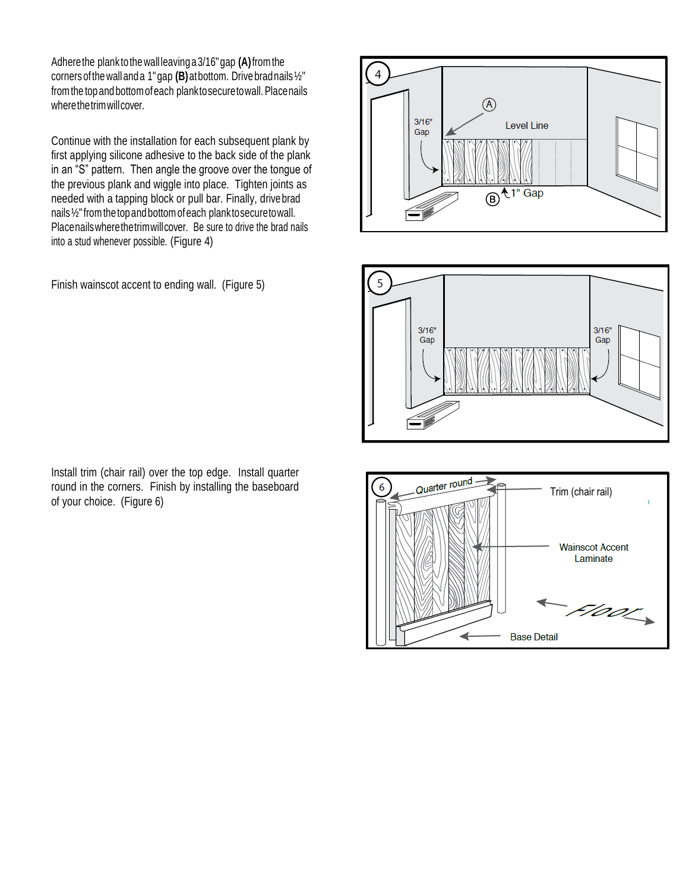Adhere the plank to the wall leaving a 3/16" gap **(A)** from the corners of the wall and a 1" gap **(B)** at bottom. Drive brad nails ½" from the top and bottom of each plank to secure to wall. Place nails where the trim will cover.

Continue with the installation for each subsequent plank by first applying silicone adhesive to the back side of the plank in an "S" pattern. Then angle the groove over the tongue of the previous plank and wiggle into place. Tighten joints as needed with a tapping block or pull bar. Finally, drive brad nails ½" from the top and bottom of each plank to secure to wall. Place nails where the trim will cover. Be sure to drive the brad nails into a stud whenever possible. (Figure 4)

Finish wainscot accent to ending wall. (Figure 5)

Install trim (chair rail) over the top edge. Install quarter round in the corners. Finish by installing the baseboard of your choice. (Figure 6)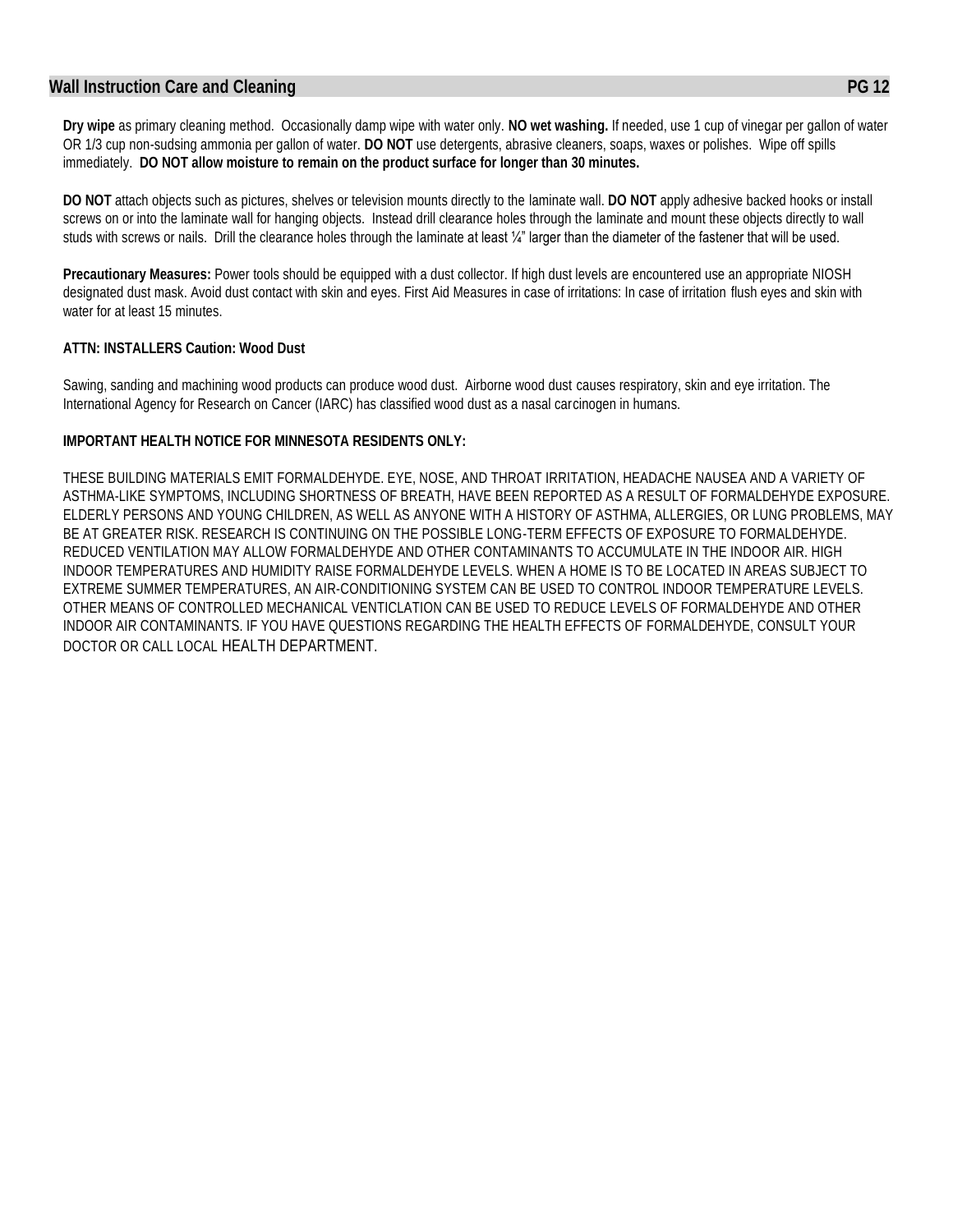## Wall Instruction Care and Cleaning

**Dry wipe** as primary cleaning method. Occasionally damp wipe with water only. **NO wet washing.** If needed, use 1 cup of vinegar per gallon of water OR 1/3 cup non-sudsing ammonia per gallon of water. **DO NOT** use detergents, abrasive cleaners, soaps, waxes or polishes. Wipe off spills immediately. **DO NOT allow moisture to remain on the product surface for longer than 30 minutes.**

**DO NOT** attach objects such as pictures, shelves or television mounts directly to the laminate wall. **DO NOT** apply adhesive backed hooks or install screws on or into the laminate wall for hanging objects. Instead drill clearance holes through the laminate and mount these objects directly to wall studs with screws or nails. Drill the clearance holes through the laminate at least ¼" larger than the diameter of the fastener that will be used.

**Precautionary Measures:** Power tools should be equipped with a dust collector. If high dust levels are encountered use an appropriate NIOSH designated dust mask. Avoid dust contact with skin and eyes. First Aid Measures in case of irritations: In case of irritation flush eyes and skin with water for at least 15 minutes.

**ATTN: INSTALLERS Caution: Wood Dust**

Sawing, sanding and machining wood products can produce wood dust. Airborne wood dust causes respiratory, skin and eye irritation. The International Agency for Research on Cancer (IARC) has classified wood dust as a nasal carcinogen in humans.

**IMPORTANT HEALTH NOTICE FOR MINNESOTA RESIDENTS ONLY:**

THESE BUILDING MATERIALS EMIT FORMALDEHYDE. EYE, NOSE, AND THROAT IRRITATION, HEADACHE NAUSEA AND A VARIETY OF ASTHMA-LIKE SYMPTOMS, INCLUDING SHORTNESS OF BREATH, HAVE BEEN REPORTED AS A RESULT OF FORMALDEHYDE EXPOSURE. ELDERLY PERSONS AND YOUNG CHILDREN, AS WELL AS ANYONE WITH A HISTORY OF ASTHMA, ALLERGIES, OR LUNG PROBLEMS, MAY BE AT GREATER RISK. RESEARCH IS CONTINUING ON THE POSSIBLE LONG-TERM EFFECTS OF EXPOSURE TO FORMALDEHYDE. REDUCED VENTILATION MAY ALLOW FORMALDEHYDE AND OTHER CONTAMINANTS TO ACCUMULATE IN THE INDOOR AIR. HIGH INDOOR TEMPERATURES AND HUMIDITY RAISE FORMALDEHYDE LEVELS. WHEN A HOME IS TO BE LOCATED IN AREAS SUBJECT TO EXTREME SUMMER TEMPERATURES, AN AIR-CONDITIONING SYSTEM CAN BE USED TO CONTROL INDOOR TEMPERATURE LEVELS. OTHER MEANS OF CONTROLLED MECHANICAL VENTICLATION CAN BE USED TO REDUCE LEVELS OF FORMALDEHYDE AND OTHER INDOOR AIR CONTAMINANTS. IF YOU HAVE QUESTIONS REGARDING THE HEALTH EFFECTS OF FORMALDEHYDE, CONSULT YOUR DOCTOR OR CALL LOCAL HEALTH DEPARTMENT.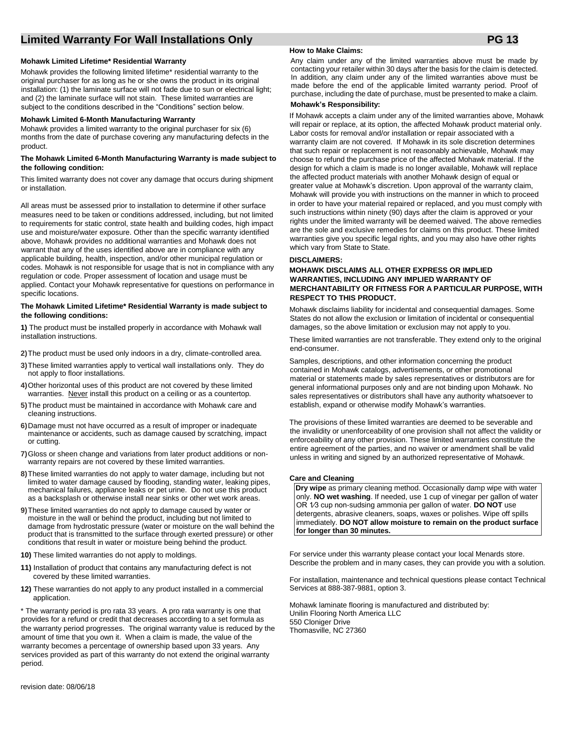## Limited Warranty For Wall Installations Only

**Mohawk Limited Lifetime* Residential Warranty**

Mohawk provides the following limited lifetime* residential warranty to the original purchaser for as long as he or she owns the product in its original installation: (1) the laminate surface will not fade due to sun or electrical light; and (2) the laminate surface will not stain. These limited warranties are subject to the conditions described in the "Conditions" section below.

**Mohawk Limited 6-Month Manufacturing Warranty**

Mohawk provides a limited warranty to the original purchaser for six (6) months from the date of purchase covering any manufacturing defects in the product.

**The Mohawk Limited 6-Month Manufacturing Warranty is made subject to the following condition:**

This limited warranty does not cover any damage that occurs during shipment or installation.

All areas must be assessed prior to installation to determine if other surface measures need to be taken or conditions addressed, including, but not limited to requirements for static control, state health and building codes, high impact use and moisture/water exposure. Other than the specific warranty identified above, Mohawk provides no additional warranties and Mohawk does not warrant that any of the uses identified above are in compliance with any applicable building, health, inspection, and/or other municipal regulation or codes. Mohawk is not responsible for usage that is not in compliance with any regulation or code. Proper assessment of location and usage must be applied. Contact your Mohawk representative for questions on performance in specific locations.

**The Mohawk Limited Lifetime* Residential Warranty is made subject to the following conditions:**

**1)** The product must be installed properly in accordance with Mohawk wall installation instructions.

**2)** The product must be used only indoors in a dry, climate-controlled area.

**3)** These limited warranties apply to vertical wall installations only. They do not apply to floor installations.

**4)** Other horizontal uses of this product are not covered by these limited warranties. Never install this product on a ceiling or as a countertop.

**5)** The product must be maintained in accordance with Mohawk care and cleaning instructions.

**6)** Damage must not have occurred as a result of improper or inadequate maintenance or accidents, such as damage caused by scratching, impact or cutting.

**7)** Gloss or sheen change and variations from later product additions or non-warranty repairs are not covered by these limited warranties.

**8)** These limited warranties do not apply to water damage, including but not limited to water damage caused by flooding, standing water, leaking pipes, mechanical failures, appliance leaks or pet urine. Do not use this product as a backsplash or otherwise install near sinks or other wet work areas.

**9)** These limited warranties do not apply to damage caused by water or moisture in the wall or behind the product, including but not limited to damage from hydrostatic pressure (water or moisture on the wall behind the product that is transmitted to the surface through exerted pressure) or other conditions that result in water or moisture being behind the product.

**10)** These limited warranties do not apply to moldings.

**11)** Installation of product that contains any manufacturing defect is not covered by these limited warranties.

**12)** These warranties do not apply to any product installed in a commercial application.

\* The warranty period is pro rata 33 years. A pro rata warranty is one that provides for a refund or credit that decreases according to a set formula as the warranty period progresses. The original warranty value is reduced by the amount of time that you own it. When a claim is made, the value of the warranty becomes a percentage of ownership based upon 33 years. Any services provided as part of this warranty do not extend the original warranty period.

revision date: 08/06/18

**How to Make Claims:**

Any claim under any of the limited warranties above must be made by contacting your retailer within 30 days after the basis for the claim is detected. In addition, any claim under any of the limited warranties above must be made before the end of the applicable limited warranty period. Proof of purchase, including the date of purchase, must be presented to make a claim.

**Mohawk's Responsibility:**

If Mohawk accepts a claim under any of the limited warranties above, Mohawk will repair or replace, at its option, the affected Mohawk product material only. Labor costs for removal and/or installation or repair associated with a warranty claim are not covered. If Mohawk in its sole discretion determines that such repair or replacement is not reasonably achievable, Mohawk may choose to refund the purchase price of the affected Mohawk material. If the design for which a claim is made is no longer available, Mohawk will replace the affected product materials with another Mohawk design of equal or greater value at Mohawk's discretion. Upon approval of the warranty claim, Mohawk will provide you with instructions on the manner in which to proceed in order to have your material repaired or replaced, and you must comply with such instructions within ninety (90) days after the claim is approved or your rights under the limited warranty will be deemed waived. The above remedies are the sole and exclusive remedies for claims on this product. These limited warranties give you specific legal rights, and you may also have other rights which vary from State to State.

**DISCLAIMERS:**

**MOHAWK DISCLAIMS ALL OTHER EXPRESS OR IMPLIED WARRANTIES, INCLUDING ANY IMPLIED WARRANTY OF MERCHANTABILITY OR FITNESS FOR A PARTICULAR PURPOSE, WITH RESPECT TO THIS PRODUCT.**

Mohawk disclaims liability for incidental and consequential damages. Some States do not allow the exclusion or limitation of incidental or consequential damages, so the above limitation or exclusion may not apply to you.

These limited warranties are not transferable. They extend only to the original end-consumer.

Samples, descriptions, and other information concerning the product contained in Mohawk catalogs, advertisements, or other promotional material or statements made by sales representatives or distributors are for general informational purposes only and are not binding upon Mohawk. No sales representatives or distributors shall have any authority whatsoever to establish, expand or otherwise modify Mohawk's warranties.

The provisions of these limited warranties are deemed to be severable and the invalidity or unenforceability of one provision shall not affect the validity or enforceability of any other provision. These limited warranties constitute the entire agreement of the parties, and no waiver or amendment shall be valid unless in writing and signed by an authorized representative of Mohawk.

**Care and Cleaning**

**Dry wipe** as primary cleaning method. Occasionally damp wipe with water only. **NO wet washing**. If needed, use 1 cup of vinegar per gallon of water OR 1⁄3 cup non-sudsing ammonia per gallon of water. **DO NOT** use detergents, abrasive cleaners, soaps, waxes or polishes. Wipe off spills immediately. **DO NOT allow moisture to remain on the product surface for longer than 30 minutes.**

For service under this warranty please contact your local Menards store. Describe the problem and in many cases, they can provide you with a solution.

For installation, maintenance and technical questions please contact Technical Services at 888-387-9881, option 3.

Mohawk laminate flooring is manufactured and distributed by:
Unilin Flooring North America LLC
550 Cloniger Drive
Thomasville, NC 27360